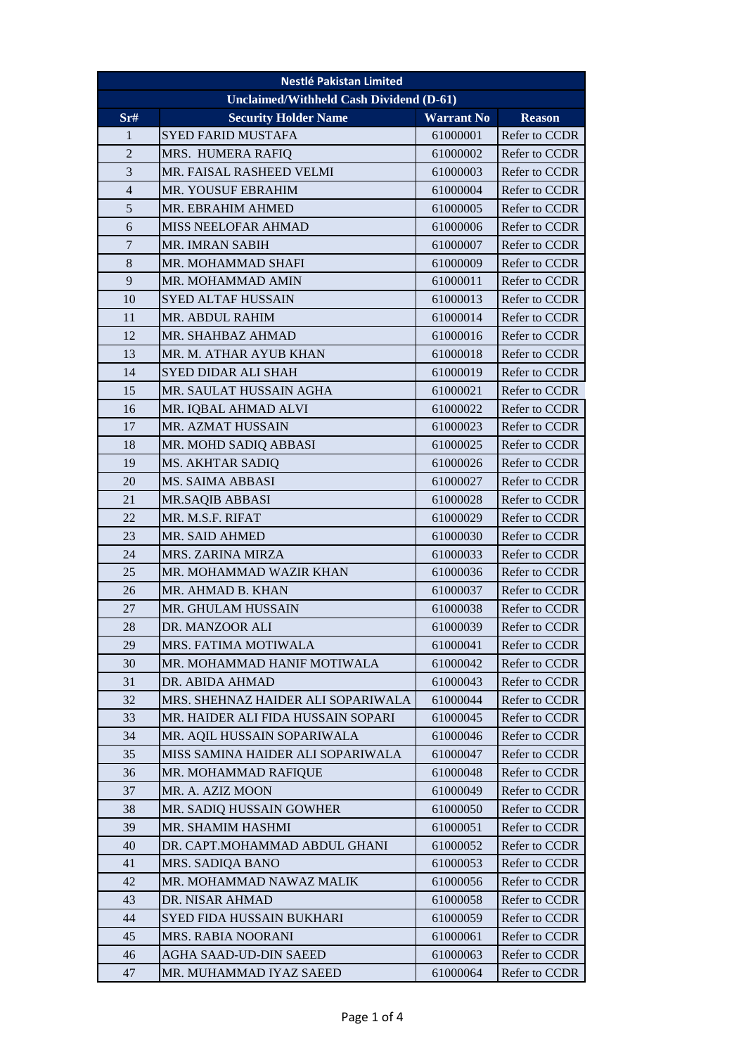| Nestlé Pakistan Limited | | | |
|---|---|---|---|
| Unclaimed/Withheld Cash Dividend (D-61) | | | |
| Sr# | Security Holder Name | Warrant No | Reason |
| 1 | SYED FARID MUSTAFA | 61000001 | Refer to CCDR |
| 2 | MRS. HUMERA RAFIQ | 61000002 | Refer to CCDR |
| 3 | MR. FAISAL RASHEED VELMI | 61000003 | Refer to CCDR |
| 4 | MR. YOUSUF EBRAHIM | 61000004 | Refer to CCDR |
| 5 | MR. EBRAHIM AHMED | 61000005 | Refer to CCDR |
| 6 | MISS NEELOFAR AHMAD | 61000006 | Refer to CCDR |
| 7 | MR. IMRAN SABIH | 61000007 | Refer to CCDR |
| 8 | MR. MOHAMMAD SHAFI | 61000009 | Refer to CCDR |
| 9 | MR. MOHAMMAD AMIN | 61000011 | Refer to CCDR |
| 10 | SYED ALTAF HUSSAIN | 61000013 | Refer to CCDR |
| 11 | MR. ABDUL RAHIM | 61000014 | Refer to CCDR |
| 12 | MR. SHAHBAZ AHMAD | 61000016 | Refer to CCDR |
| 13 | MR. M. ATHAR AYUB KHAN | 61000018 | Refer to CCDR |
| 14 | SYED DIDAR ALI SHAH | 61000019 | Refer to CCDR |
| 15 | MR. SAULAT HUSSAIN AGHA | 61000021 | Refer to CCDR |
| 16 | MR. IQBAL AHMAD ALVI | 61000022 | Refer to CCDR |
| 17 | MR. AZMAT HUSSAIN | 61000023 | Refer to CCDR |
| 18 | MR. MOHD SADIQ ABBASI | 61000025 | Refer to CCDR |
| 19 | MS. AKHTAR SADIQ | 61000026 | Refer to CCDR |
| 20 | MS. SAIMA ABBASI | 61000027 | Refer to CCDR |
| 21 | MR.SAQIB ABBASI | 61000028 | Refer to CCDR |
| 22 | MR. M.S.F. RIFAT | 61000029 | Refer to CCDR |
| 23 | MR. SAID AHMED | 61000030 | Refer to CCDR |
| 24 | MRS. ZARINA MIRZA | 61000033 | Refer to CCDR |
| 25 | MR. MOHAMMAD WAZIR KHAN | 61000036 | Refer to CCDR |
| 26 | MR. AHMAD B. KHAN | 61000037 | Refer to CCDR |
| 27 | MR. GHULAM HUSSAIN | 61000038 | Refer to CCDR |
| 28 | DR. MANZOOR ALI | 61000039 | Refer to CCDR |
| 29 | MRS. FATIMA MOTIWALA | 61000041 | Refer to CCDR |
| 30 | MR. MOHAMMAD HANIF MOTIWALA | 61000042 | Refer to CCDR |
| 31 | DR. ABIDA AHMAD | 61000043 | Refer to CCDR |
| 32 | MRS. SHEHNAZ HAIDER ALI SOPARIWALA | 61000044 | Refer to CCDR |
| 33 | MR. HAIDER ALI FIDA HUSSAIN SOPARI | 61000045 | Refer to CCDR |
| 34 | MR. AQIL HUSSAIN SOPARIWALA | 61000046 | Refer to CCDR |
| 35 | MISS SAMINA HAIDER ALI SOPARIWALA | 61000047 | Refer to CCDR |
| 36 | MR. MOHAMMAD RAFIQUE | 61000048 | Refer to CCDR |
| 37 | MR. A. AZIZ MOON | 61000049 | Refer to CCDR |
| 38 | MR. SADIQ HUSSAIN GOWHER | 61000050 | Refer to CCDR |
| 39 | MR. SHAMIM HASHMI | 61000051 | Refer to CCDR |
| 40 | DR. CAPT.MOHAMMAD ABDUL GHANI | 61000052 | Refer to CCDR |
| 41 | MRS. SADIQA BANO | 61000053 | Refer to CCDR |
| 42 | MR. MOHAMMAD NAWAZ MALIK | 61000056 | Refer to CCDR |
| 43 | DR. NISAR AHMAD | 61000058 | Refer to CCDR |
| 44 | SYED FIDA HUSSAIN BUKHARI | 61000059 | Refer to CCDR |
| 45 | MRS. RABIA NOORANI | 61000061 | Refer to CCDR |
| 46 | AGHA SAAD-UD-DIN SAEED | 61000063 | Refer to CCDR |
| 47 | MR. MUHAMMAD IYAZ SAEED | 61000064 | Refer to CCDR |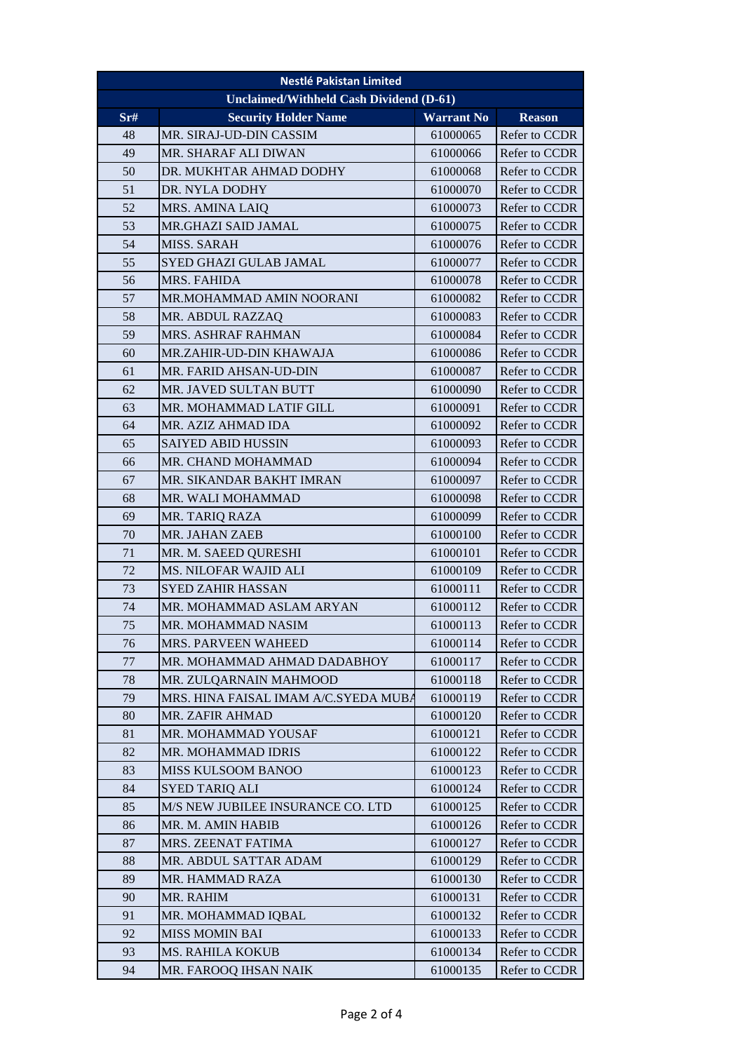| Nestlé Pakistan Limited | | | |
|---|---|---|---|
| Unclaimed/Withheld Cash Dividend (D-61) | | | |
| Sr# | Security Holder Name | Warrant No | Reason |
| 48 | MR. SIRAJ-UD-DIN CASSIM | 61000065 | Refer to CCDR |
| 49 | MR. SHARAF ALI DIWAN | 61000066 | Refer to CCDR |
| 50 | DR. MUKHTAR AHMAD DODHY | 61000068 | Refer to CCDR |
| 51 | DR. NYLA DODHY | 61000070 | Refer to CCDR |
| 52 | MRS. AMINA LAIQ | 61000073 | Refer to CCDR |
| 53 | MR.GHAZI SAID JAMAL | 61000075 | Refer to CCDR |
| 54 | MISS. SARAH | 61000076 | Refer to CCDR |
| 55 | SYED GHAZI GULAB JAMAL | 61000077 | Refer to CCDR |
| 56 | MRS. FAHIDA | 61000078 | Refer to CCDR |
| 57 | MR.MOHAMMAD AMIN NOORANI | 61000082 | Refer to CCDR |
| 58 | MR. ABDUL RAZZAQ | 61000083 | Refer to CCDR |
| 59 | MRS. ASHRAF RAHMAN | 61000084 | Refer to CCDR |
| 60 | MR.ZAHIR-UD-DIN KHAWAJA | 61000086 | Refer to CCDR |
| 61 | MR. FARID AHSAN-UD-DIN | 61000087 | Refer to CCDR |
| 62 | MR. JAVED SULTAN BUTT | 61000090 | Refer to CCDR |
| 63 | MR. MOHAMMAD LATIF GILL | 61000091 | Refer to CCDR |
| 64 | MR. AZIZ AHMAD IDA | 61000092 | Refer to CCDR |
| 65 | SAIYED ABID HUSSIN | 61000093 | Refer to CCDR |
| 66 | MR. CHAND MOHAMMAD | 61000094 | Refer to CCDR |
| 67 | MR. SIKANDAR BAKHT IMRAN | 61000097 | Refer to CCDR |
| 68 | MR. WALI MOHAMMAD | 61000098 | Refer to CCDR |
| 69 | MR. TARIQ RAZA | 61000099 | Refer to CCDR |
| 70 | MR. JAHAN ZAEB | 61000100 | Refer to CCDR |
| 71 | MR. M. SAEED QURESHI | 61000101 | Refer to CCDR |
| 72 | MS. NILOFAR WAJID ALI | 61000109 | Refer to CCDR |
| 73 | SYED ZAHIR HASSAN | 61000111 | Refer to CCDR |
| 74 | MR. MOHAMMAD ASLAM ARYAN | 61000112 | Refer to CCDR |
| 75 | MR. MOHAMMAD NASIM | 61000113 | Refer to CCDR |
| 76 | MRS. PARVEEN WAHEED | 61000114 | Refer to CCDR |
| 77 | MR. MOHAMMAD AHMAD DADABHOY | 61000117 | Refer to CCDR |
| 78 | MR. ZULQARNAIN MAHMOOD | 61000118 | Refer to CCDR |
| 79 | MRS. HINA FAISAL IMAM A/C.SYEDA MUBA | 61000119 | Refer to CCDR |
| 80 | MR. ZAFIR AHMAD | 61000120 | Refer to CCDR |
| 81 | MR. MOHAMMAD YOUSAF | 61000121 | Refer to CCDR |
| 82 | MR. MOHAMMAD IDRIS | 61000122 | Refer to CCDR |
| 83 | MISS KULSOOM BANOO | 61000123 | Refer to CCDR |
| 84 | SYED TARIQ ALI | 61000124 | Refer to CCDR |
| 85 | M/S NEW JUBILEE INSURANCE CO. LTD | 61000125 | Refer to CCDR |
| 86 | MR. M. AMIN HABIB | 61000126 | Refer to CCDR |
| 87 | MRS. ZEENAT FATIMA | 61000127 | Refer to CCDR |
| 88 | MR. ABDUL SATTAR ADAM | 61000129 | Refer to CCDR |
| 89 | MR. HAMMAD RAZA | 61000130 | Refer to CCDR |
| 90 | MR. RAHIM | 61000131 | Refer to CCDR |
| 91 | MR. MOHAMMAD IQBAL | 61000132 | Refer to CCDR |
| 92 | MISS MOMIN BAI | 61000133 | Refer to CCDR |
| 93 | MS. RAHILA KOKUB | 61000134 | Refer to CCDR |
| 94 | MR. FAROOQ IHSAN NAIK | 61000135 | Refer to CCDR |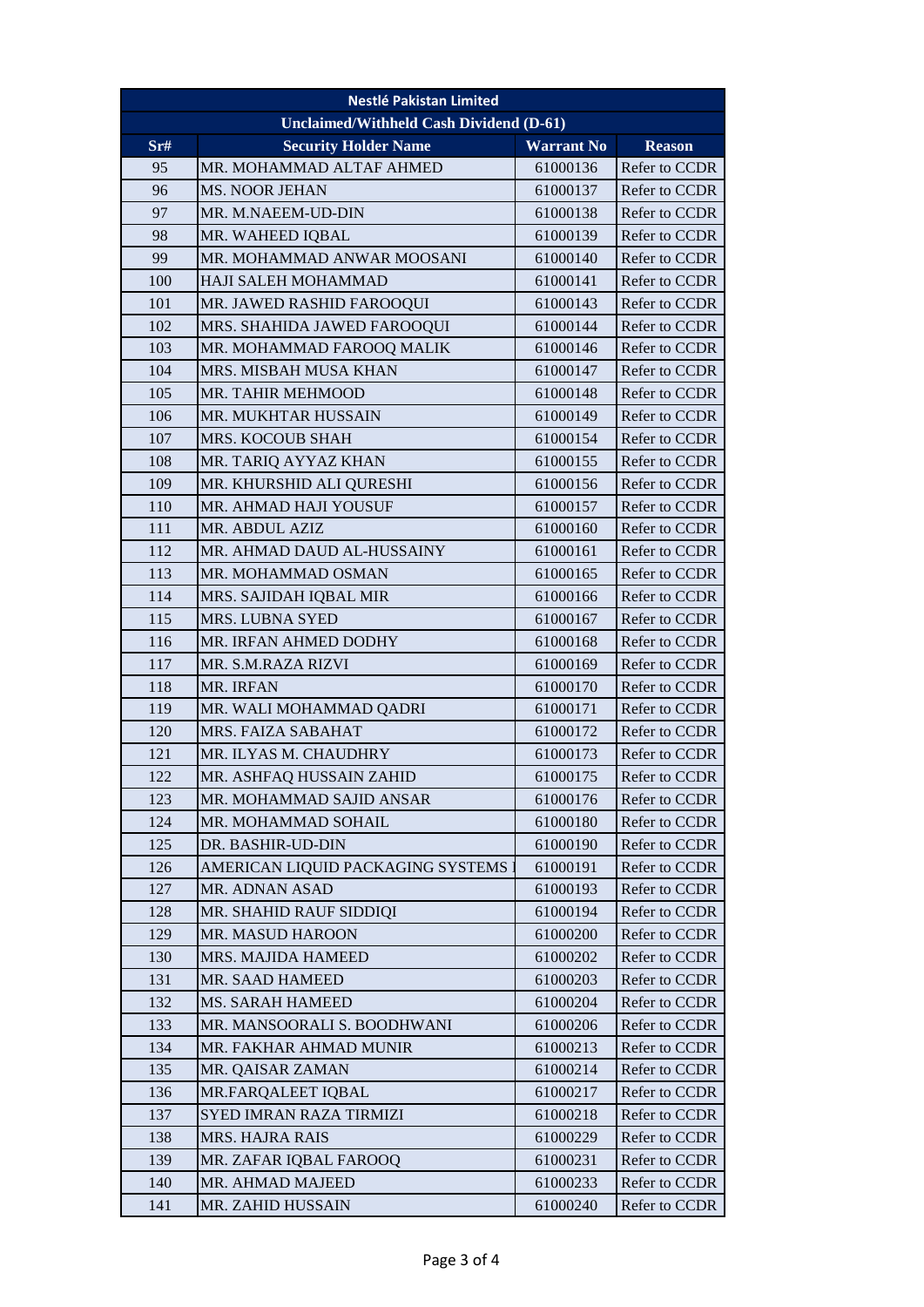| Nestlé Pakistan Limited | | | |
|---|---|---|---|
| Unclaimed/Withheld Cash Dividend (D-61) | | | |
| **Sr#** | **Security Holder Name** | **Warrant No** | **Reason** |
| 95 | MR. MOHAMMAD ALTAF AHMED | 61000136 | Refer to CCDR |
| 96 | MS. NOOR JEHAN | 61000137 | Refer to CCDR |
| 97 | MR. M.NAEEM-UD-DIN | 61000138 | Refer to CCDR |
| 98 | MR. WAHEED IQBAL | 61000139 | Refer to CCDR |
| 99 | MR. MOHAMMAD ANWAR MOOSANI | 61000140 | Refer to CCDR |
| 100 | HAJI SALEH MOHAMMAD | 61000141 | Refer to CCDR |
| 101 | MR. JAWED RASHID FAROOQUI | 61000143 | Refer to CCDR |
| 102 | MRS. SHAHIDA JAWED FAROOQUI | 61000144 | Refer to CCDR |
| 103 | MR. MOHAMMAD FAROOQ MALIK | 61000146 | Refer to CCDR |
| 104 | MRS. MISBAH MUSA KHAN | 61000147 | Refer to CCDR |
| 105 | MR. TAHIR MEHMOOD | 61000148 | Refer to CCDR |
| 106 | MR. MUKHTAR HUSSAIN | 61000149 | Refer to CCDR |
| 107 | MRS. KOCOUB SHAH | 61000154 | Refer to CCDR |
| 108 | MR. TARIQ AYYAZ KHAN | 61000155 | Refer to CCDR |
| 109 | MR. KHURSHID ALI QURESHI | 61000156 | Refer to CCDR |
| 110 | MR. AHMAD HAJI YOUSUF | 61000157 | Refer to CCDR |
| 111 | MR. ABDUL AZIZ | 61000160 | Refer to CCDR |
| 112 | MR. AHMAD DAUD AL-HUSSAINY | 61000161 | Refer to CCDR |
| 113 | MR. MOHAMMAD OSMAN | 61000165 | Refer to CCDR |
| 114 | MRS. SAJIDAH IQBAL MIR | 61000166 | Refer to CCDR |
| 115 | MRS. LUBNA SYED | 61000167 | Refer to CCDR |
| 116 | MR. IRFAN AHMED DODHY | 61000168 | Refer to CCDR |
| 117 | MR. S.M.RAZA RIZVI | 61000169 | Refer to CCDR |
| 118 | MR. IRFAN | 61000170 | Refer to CCDR |
| 119 | MR. WALI MOHAMMAD QADRI | 61000171 | Refer to CCDR |
| 120 | MRS. FAIZA SABAHAT | 61000172 | Refer to CCDR |
| 121 | MR. ILYAS M. CHAUDHRY | 61000173 | Refer to CCDR |
| 122 | MR. ASHFAQ HUSSAIN ZAHID | 61000175 | Refer to CCDR |
| 123 | MR. MOHAMMAD SAJID ANSAR | 61000176 | Refer to CCDR |
| 124 | MR. MOHAMMAD SOHAIL | 61000180 | Refer to CCDR |
| 125 | DR. BASHIR-UD-DIN | 61000190 | Refer to CCDR |
| 126 | AMERICAN LIQUID PACKAGING SYSTEMS I | 61000191 | Refer to CCDR |
| 127 | MR. ADNAN ASAD | 61000193 | Refer to CCDR |
| 128 | MR. SHAHID RAUF SIDDIQI | 61000194 | Refer to CCDR |
| 129 | MR. MASUD HAROON | 61000200 | Refer to CCDR |
| 130 | MRS. MAJIDA HAMEED | 61000202 | Refer to CCDR |
| 131 | MR. SAAD HAMEED | 61000203 | Refer to CCDR |
| 132 | MS. SARAH HAMEED | 61000204 | Refer to CCDR |
| 133 | MR. MANSOORALI S. BOODHWANI | 61000206 | Refer to CCDR |
| 134 | MR. FAKHAR AHMAD MUNIR | 61000213 | Refer to CCDR |
| 135 | MR. QAISAR ZAMAN | 61000214 | Refer to CCDR |
| 136 | MR.FARQALEET IQBAL | 61000217 | Refer to CCDR |
| 137 | SYED IMRAN RAZA TIRMIZI | 61000218 | Refer to CCDR |
| 138 | MRS. HAJRA RAIS | 61000229 | Refer to CCDR |
| 139 | MR. ZAFAR IQBAL FAROOQ | 61000231 | Refer to CCDR |
| 140 | MR. AHMAD MAJEED | 61000233 | Refer to CCDR |
| 141 | MR. ZAHID HUSSAIN | 61000240 | Refer to CCDR |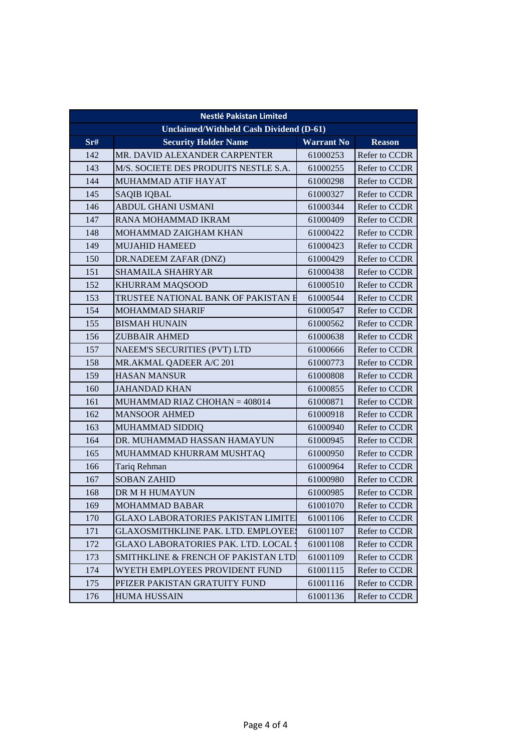| Nestlé Pakistan Limited | | | |
|---|---|---|---|
| Unclaimed/Withheld Cash Dividend (D-61) | | | |
| **Sr#** | **Security Holder Name** | **Warrant No** | **Reason** |
| 142 | MR. DAVID ALEXANDER CARPENTER | 61000253 | Refer to CCDR |
| 143 | M/S. SOCIETE DES PRODUITS NESTLE S.A. | 61000255 | Refer to CCDR |
| 144 | MUHAMMAD ATIF HAYAT | 61000298 | Refer to CCDR |
| 145 | SAQIB IQBAL | 61000327 | Refer to CCDR |
| 146 | ABDUL GHANI USMANI | 61000344 | Refer to CCDR |
| 147 | RANA MOHAMMAD IKRAM | 61000409 | Refer to CCDR |
| 148 | MOHAMMAD ZAIGHAM KHAN | 61000422 | Refer to CCDR |
| 149 | MUJAHID HAMEED | 61000423 | Refer to CCDR |
| 150 | DR.NADEEM ZAFAR (DNZ) | 61000429 | Refer to CCDR |
| 151 | SHAMAILA SHAHRYAR | 61000438 | Refer to CCDR |
| 152 | KHURRAM MAQSOOD | 61000510 | Refer to CCDR |
| 153 | TRUSTEE NATIONAL BANK OF PAKISTAN E | 61000544 | Refer to CCDR |
| 154 | MOHAMMAD SHARIF | 61000547 | Refer to CCDR |
| 155 | BISMAH HUNAIN | 61000562 | Refer to CCDR |
| 156 | ZUBBAIR AHMED | 61000638 | Refer to CCDR |
| 157 | NAEEM'S SECURITIES (PVT) LTD | 61000666 | Refer to CCDR |
| 158 | MR.AKMAL QADEER A/C 201 | 61000773 | Refer to CCDR |
| 159 | HASAN MANSUR | 61000808 | Refer to CCDR |
| 160 | JAHANDAD KHAN | 61000855 | Refer to CCDR |
| 161 | MUHAMMAD RIAZ CHOHAN = 408014 | 61000871 | Refer to CCDR |
| 162 | MANSOOR AHMED | 61000918 | Refer to CCDR |
| 163 | MUHAMMAD SIDDIQ | 61000940 | Refer to CCDR |
| 164 | DR. MUHAMMAD HASSAN HAMAYUN | 61000945 | Refer to CCDR |
| 165 | MUHAMMAD KHURRAM MUSHTAQ | 61000950 | Refer to CCDR |
| 166 | Tariq Rehman | 61000964 | Refer to CCDR |
| 167 | SOBAN ZAHID | 61000980 | Refer to CCDR |
| 168 | DR M H HUMAYUN | 61000985 | Refer to CCDR |
| 169 | MOHAMMAD BABAR | 61001070 | Refer to CCDR |
| 170 | GLAXO LABORATORIES PAKISTAN LIMITE | 61001106 | Refer to CCDR |
| 171 | GLAXOSMITHKLINE PAK. LTD. EMPLOYEE | 61001107 | Refer to CCDR |
| 172 | GLAXO LABORATORIES PAK. LTD. LOCAL S | 61001108 | Refer to CCDR |
| 173 | SMITHKLINE & FRENCH OF PAKISTAN LTD | 61001109 | Refer to CCDR |
| 174 | WYETH EMPLOYEES PROVIDENT FUND | 61001115 | Refer to CCDR |
| 175 | PFIZER PAKISTAN GRATUITY FUND | 61001116 | Refer to CCDR |
| 176 | HUMA HUSSAIN | 61001136 | Refer to CCDR |